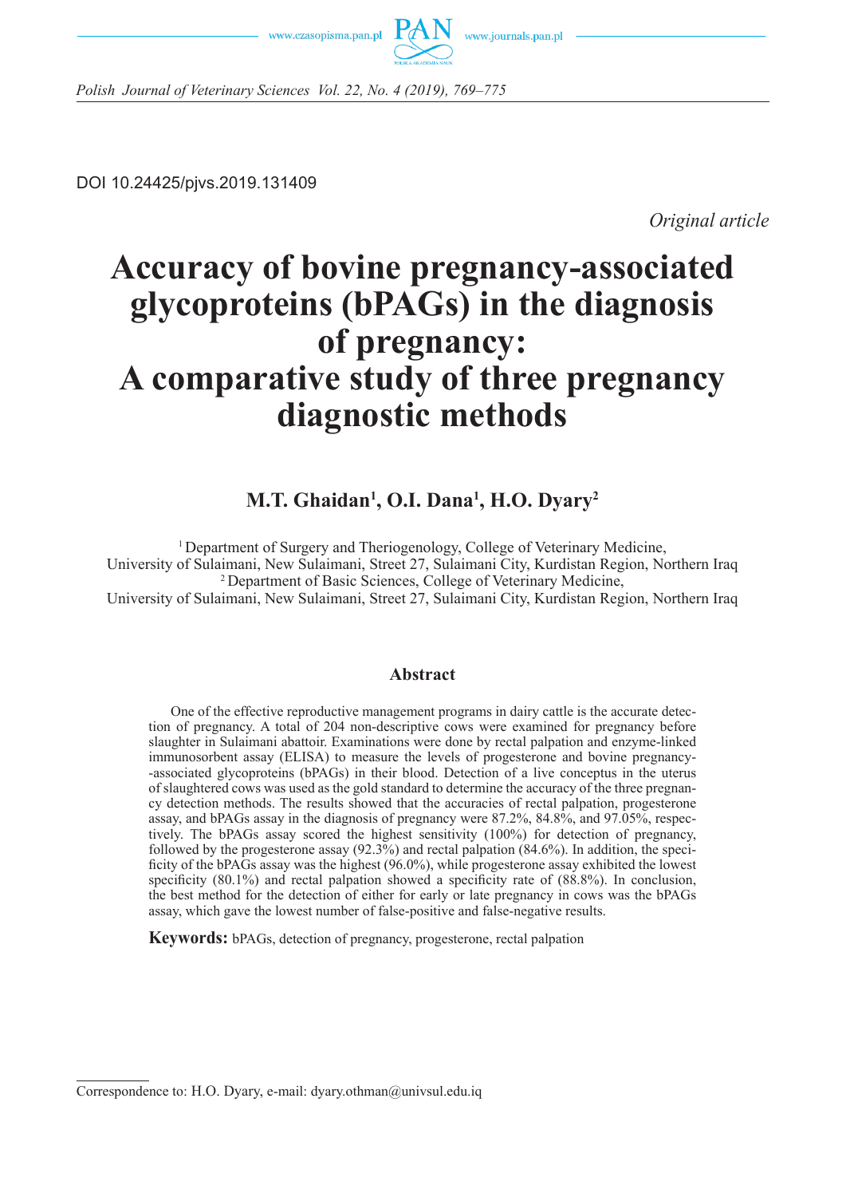DOI 10.24425/pjvs.2019.131409

*Original article*

# Accuracy of bovine pregnancy-associated glycoproteins (bPAGs) in the diagnosis of pregnancy: A comparative study of three pregnancy diagnostic methods

## M.T. Ghaidan[1], O.I. Dana[1], H.O. Dyary[2]

[1] Department of Surgery and Theriogenology, College of Veterinary Medicine, University of Sulaimani, New Sulaimani, Street 27, Sulaimani City, Kurdistan Region, Northern Iraq
[2] Department of Basic Sciences, College of Veterinary Medicine, University of Sulaimani, New Sulaimani, Street 27, Sulaimani City, Kurdistan Region, Northern Iraq

### Abstract

One of the effective reproductive management programs in dairy cattle is the accurate detection of pregnancy. A total of 204 non-descriptive cows were examined for pregnancy before slaughter in Sulaimani abattoir. Examinations were done by rectal palpation and enzyme-linked immunosorbent assay (ELISA) to measure the levels of progesterone and bovine pregnancy-associated glycoproteins (bPAGs) in their blood. Detection of a live conceptus in the uterus of slaughtered cows was used as the gold standard to determine the accuracy of the three pregnancy detection methods. The results showed that the accuracies of rectal palpation, progesterone assay, and bPAGs assay in the diagnosis of pregnancy were 87.2%, 84.8%, and 97.05%, respectively. The bPAGs assay scored the highest sensitivity (100%) for detection of pregnancy, followed by the progesterone assay (92.3%) and rectal palpation (84.6%). In addition, the specificity of the bPAGs assay was the highest (96.0%), while progesterone assay exhibited the lowest specificity (80.1%) and rectal palpation showed a specificity rate of (88.8%). In conclusion, the best method for the detection of either for early or late pregnancy in cows was the bPAGs assay, which gave the lowest number of false-positive and false-negative results.

**Keywords:** bPAGs, detection of pregnancy, progesterone, rectal palpation

Correspondence to: H.O. Dyary, e-mail: dyary.othman@univsul.edu.iq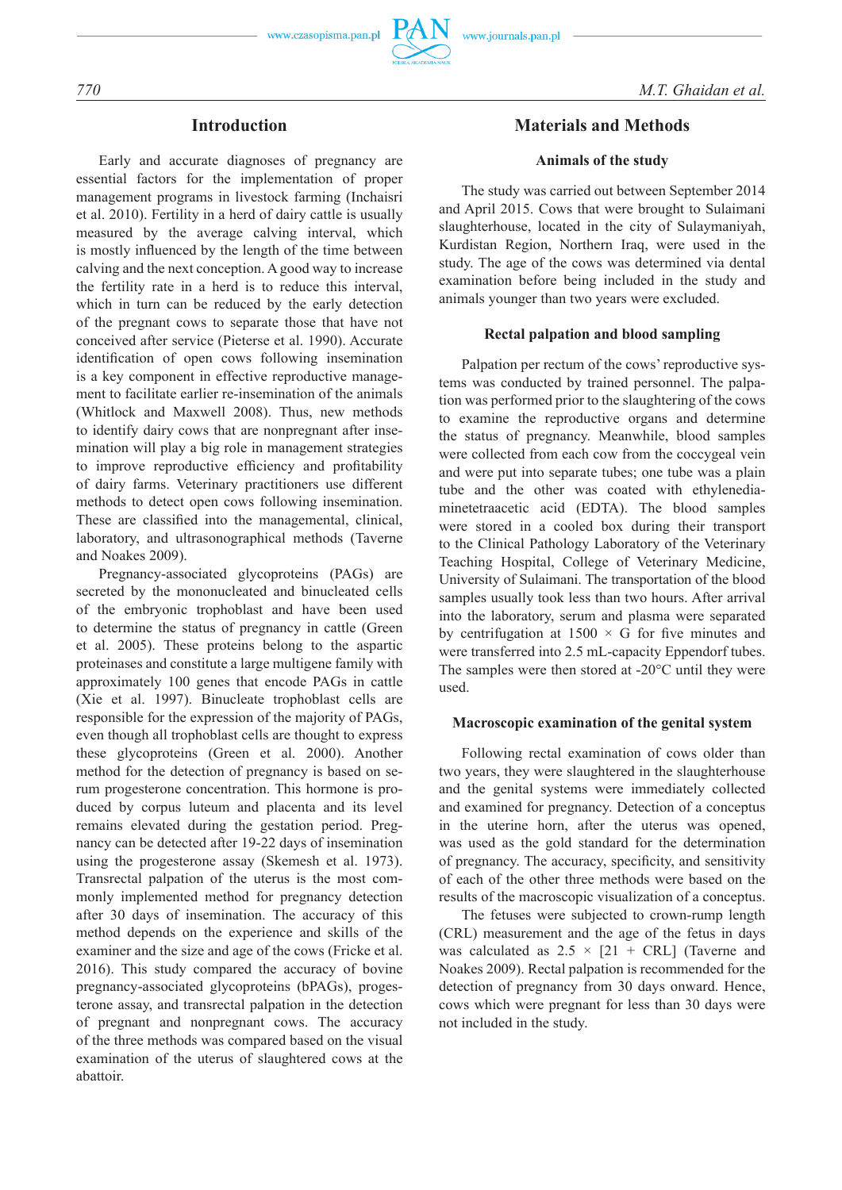## Introduction

Early and accurate diagnoses of pregnancy are essential factors for the implementation of proper management programs in livestock farming (Inchaisri et al. 2010). Fertility in a herd of dairy cattle is usually measured by the average calving interval, which is mostly influenced by the length of the time between calving and the next conception. A good way to increase the fertility rate in a herd is to reduce this interval, which in turn can be reduced by the early detection of the pregnant cows to separate those that have not conceived after service (Pieterse et al. 1990). Accurate identification of open cows following insemination is a key component in effective reproductive management to facilitate earlier re-insemination of the animals (Whitlock and Maxwell 2008). Thus, new methods to identify dairy cows that are nonpregnant after insemination will play a big role in management strategies to improve reproductive efficiency and profitability of dairy farms. Veterinary practitioners use different methods to detect open cows following insemination. These are classified into the managemental, clinical, laboratory, and ultrasonographical methods (Taverne and Noakes 2009).

Pregnancy-associated glycoproteins (PAGs) are secreted by the mononucleated and binucleated cells of the embryonic trophoblast and have been used to determine the status of pregnancy in cattle (Green et al. 2005). These proteins belong to the aspartic proteinases and constitute a large multigene family with approximately 100 genes that encode PAGs in cattle (Xie et al. 1997). Binucleate trophoblast cells are responsible for the expression of the majority of PAGs, even though all trophoblast cells are thought to express these glycoproteins (Green et al. 2000). Another method for the detection of pregnancy is based on serum progesterone concentration. This hormone is produced by corpus luteum and placenta and its level remains elevated during the gestation period. Pregnancy can be detected after 19-22 days of insemination using the progesterone assay (Skemesh et al. 1973). Transrectal palpation of the uterus is the most commonly implemented method for pregnancy detection after 30 days of insemination. The accuracy of this method depends on the experience and skills of the examiner and the size and age of the cows (Fricke et al. 2016). This study compared the accuracy of bovine pregnancy-associated glycoproteins (bPAGs), progesterone assay, and transrectal palpation in the detection of pregnant and nonpregnant cows. The accuracy of the three methods was compared based on the visual examination of the uterus of slaughtered cows at the abattoir.

## Materials and Methods

### Animals of the study

The study was carried out between September 2014 and April 2015. Cows that were brought to Sulaimani slaughterhouse, located in the city of Sulaymaniyah, Kurdistan Region, Northern Iraq, were used in the study. The age of the cows was determined via dental examination before being included in the study and animals younger than two years were excluded.

### Rectal palpation and blood sampling

Palpation per rectum of the cows' reproductive systems was conducted by trained personnel. The palpation was performed prior to the slaughtering of the cows to examine the reproductive organs and determine the status of pregnancy. Meanwhile, blood samples were collected from each cow from the coccygeal vein and were put into separate tubes; one tube was a plain tube and the other was coated with ethylenediaminetetraacetic acid (EDTA). The blood samples were stored in a cooled box during their transport to the Clinical Pathology Laboratory of the Veterinary Teaching Hospital, College of Veterinary Medicine, University of Sulaimani. The transportation of the blood samples usually took less than two hours. After arrival into the laboratory, serum and plasma were separated by centrifugation at 1500 × G for five minutes and were transferred into 2.5 mL-capacity Eppendorf tubes. The samples were then stored at -20°C until they were used.

### Macroscopic examination of the genital system

Following rectal examination of cows older than two years, they were slaughtered in the slaughterhouse and the genital systems were immediately collected and examined for pregnancy. Detection of a conceptus in the uterine horn, after the uterus was opened, was used as the gold standard for the determination of pregnancy. The accuracy, specificity, and sensitivity of each of the other three methods were based on the results of the macroscopic visualization of a conceptus.

The fetuses were subjected to crown-rump length (CRL) measurement and the age of the fetus in days was calculated as $2.5 \times [21 + \text{CRL}]$ (Taverne and Noakes 2009). Rectal palpation is recommended for the detection of pregnancy from 30 days onward. Hence, cows which were pregnant for less than 30 days were not included in the study.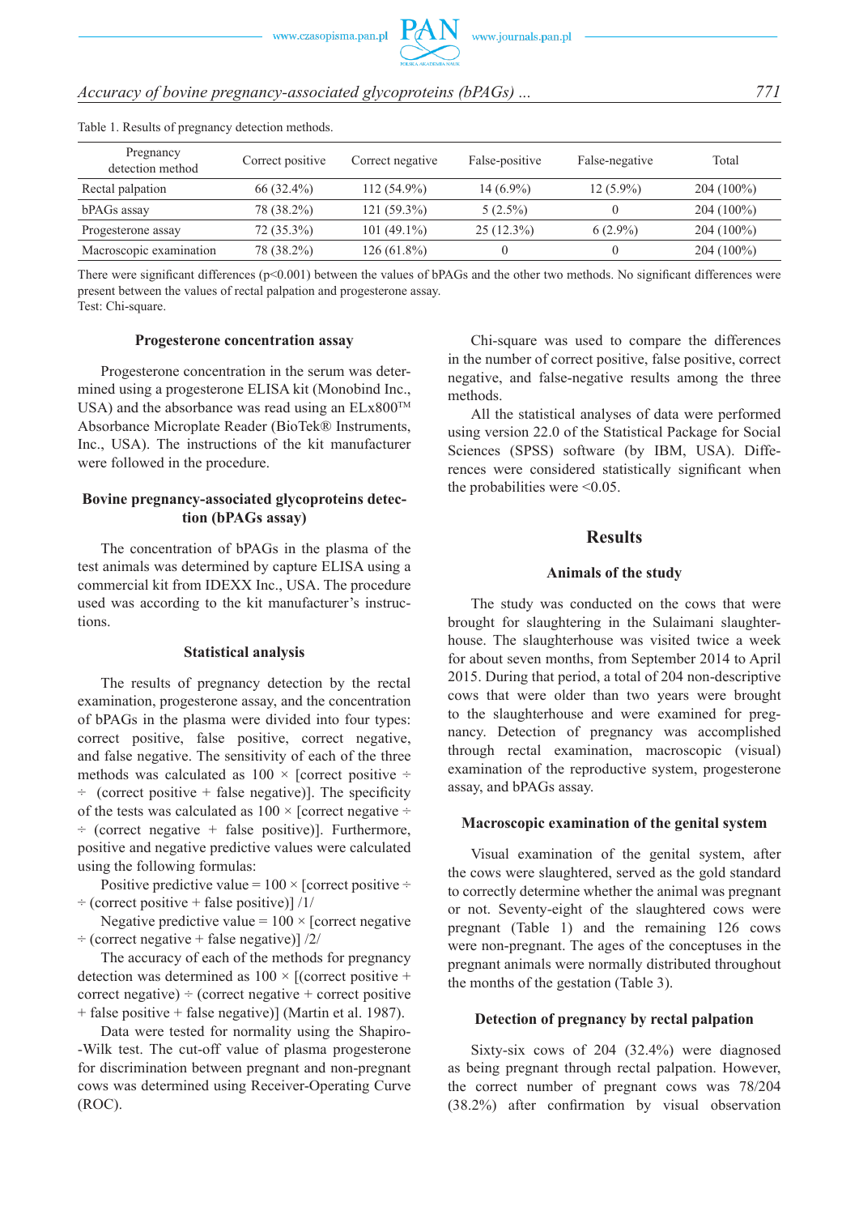Table 1. Results of pregnancy detection methods.

| Pregnancy detection method | Correct positive | Correct negative | False-positive | False-negative | Total |
|---|---|---|---|---|---|
| Rectal palpation | 66 (32.4%) | 112 (54.9%) | 14 (6.9%) | 12 (5.9%) | 204 (100%) |
| bPAGs assay | 78 (38.2%) | 121 (59.3%) | 5 (2.5%) | 0 | 204 (100%) |
| Progesterone assay | 72 (35.3%) | 101 (49.1%) | 25 (12.3%) | 6 (2.9%) | 204 (100%) |
| Macroscopic examination | 78 (38.2%) | 126 (61.8%) | 0 | 0 | 204 (100%) |

There were significant differences ($p<0.001$) between the values of bPAGs and the other two methods. No significant differences were present between the values of rectal palpation and progesterone assay.
Test: Chi-square.

### Progesterone concentration assay

Progesterone concentration in the serum was determined using a progesterone ELISA kit (Monobind Inc., USA) and the absorbance was read using an ELx800™ Absorbance Microplate Reader (BioTek® Instruments, Inc., USA). The instructions of the kit manufacturer were followed in the procedure.

### Bovine pregnancy-associated glycoproteins detection (bPAGs assay)

The concentration of bPAGs in the plasma of the test animals was determined by capture ELISA using a commercial kit from IDEXX Inc., USA. The procedure used was according to the kit manufacturer's instructions.

### Statistical analysis

The results of pregnancy detection by the rectal examination, progesterone assay, and the concentration of bPAGs in the plasma were divided into four types: correct positive, false positive, correct negative, and false negative. The sensitivity of each of the three methods was calculated as 100 × [correct positive ÷ (correct positive + false negative)]. The specificity of the tests was calculated as 100 × [correct negative ÷ (correct negative + false positive)]. Furthermore, positive and negative predictive values were calculated using the following formulas:

Positive predictive value = 100 × [correct positive ÷ (correct positive + false positive)] /1/

Negative predictive value = 100 × [correct negative ÷ (correct negative + false negative)] /2/

The accuracy of each of the methods for pregnancy detection was determined as 100 × [(correct positive + correct negative) ÷ (correct negative + correct positive + false positive + false negative)] (Martin et al. 1987).

Data were tested for normality using the Shapiro-Wilk test. The cut-off value of plasma progesterone for discrimination between pregnant and non-pregnant cows was determined using Receiver-Operating Curve (ROC).

Chi-square was used to compare the differences in the number of correct positive, false positive, correct negative, and false-negative results among the three methods.

All the statistical analyses of data were performed using version 22.0 of the Statistical Package for Social Sciences (SPSS) software (by IBM, USA). Differences were considered statistically significant when the probabilities were <0.05.

## Results

### Animals of the study

The study was conducted on the cows that were brought for slaughtering in the Sulaimani slaughterhouse. The slaughterhouse was visited twice a week for about seven months, from September 2014 to April 2015. During that period, a total of 204 non-descriptive cows that were older than two years were brought to the slaughterhouse and were examined for pregnancy. Detection of pregnancy was accomplished through rectal examination, macroscopic (visual) examination of the reproductive system, progesterone assay, and bPAGs assay.

### Macroscopic examination of the genital system

Visual examination of the genital system, after the cows were slaughtered, served as the gold standard to correctly determine whether the animal was pregnant or not. Seventy-eight of the slaughtered cows were pregnant (Table 1) and the remaining 126 cows were non-pregnant. The ages of the conceptuses in the pregnant animals were normally distributed throughout the months of the gestation (Table 3).

### Detection of pregnancy by rectal palpation

Sixty-six cows of 204 (32.4%) were diagnosed as being pregnant through rectal palpation. However, the correct number of pregnant cows was 78/204 (38.2%) after confirmation by visual observation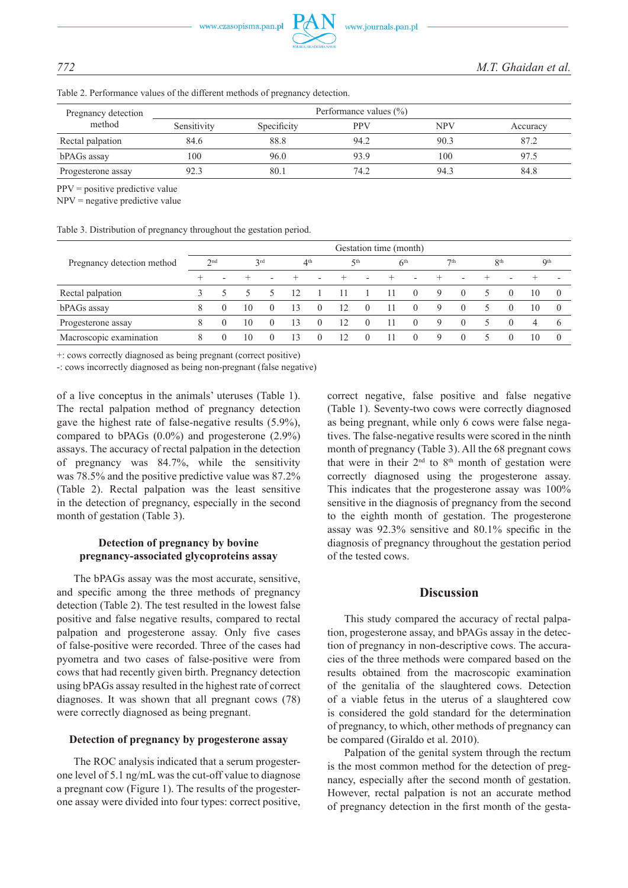Table 2. Performance values of the different methods of pregnancy detection.

| Pregnancy detection method | Performance values (%) | | | | |
|---|---|---|---|---|---|
| | Sensitivity | Specificity | PPV | NPV | Accuracy |
| Rectal palpation | 84.6 | 88.8 | 94.2 | 90.3 | 87.2 |
| bPAGs assay | 100 | 96.0 | 93.9 | 100 | 97.5 |
| Progesterone assay | 92.3 | 80.1 | 74.2 | 94.3 | 84.8 |

PPV = positive predictive value
NPV = negative predictive value

Table 3. Distribution of pregnancy throughout the gestation period.

| Pregnancy detection method | Gestation time (month) | | | | | | | | | | | | | | | |
|---|---|---|---|---|---|---|---|---|---|---|---|---|---|---|---|---|
| | 2nd | | 3rd | | 4th | | 5th | | 6th | | 7th | | 8th | | 9th | |
| | + | - | + | - | + | - | + | - | + | - | + | - | + | - | + | - |
| Rectal palpation | 3 | 5 | 5 | 5 | 12 | 1 | 11 | 1 | 11 | 0 | 9 | 0 | 5 | 0 | 10 | 0 |
| bPAGs assay | 8 | 0 | 10 | 0 | 13 | 0 | 12 | 0 | 11 | 0 | 9 | 0 | 5 | 0 | 10 | 0 |
| Progesterone assay | 8 | 0 | 10 | 0 | 13 | 0 | 12 | 0 | 11 | 0 | 9 | 0 | 5 | 0 | 4 | 6 |
| Macroscopic examination | 8 | 0 | 10 | 0 | 13 | 0 | 12 | 0 | 11 | 0 | 9 | 0 | 5 | 0 | 10 | 0 |

+: cows correctly diagnosed as being pregnant (correct positive)
-: cows incorrectly diagnosed as being non-pregnant (false negative)

of a live conceptus in the animals' uteruses (Table 1). The rectal palpation method of pregnancy detection gave the highest rate of false-negative results (5.9%), compared to bPAGs (0.0%) and progesterone (2.9%) assays. The accuracy of rectal palpation in the detection of pregnancy was 84.7%, while the sensitivity was 78.5% and the positive predictive value was 87.2% (Table 2). Rectal palpation was the least sensitive in the detection of pregnancy, especially in the second month of gestation (Table 3).

### Detection of pregnancy by bovine pregnancy-associated glycoproteins assay

The bPAGs assay was the most accurate, sensitive, and specific among the three methods of pregnancy detection (Table 2). The test resulted in the lowest false positive and false negative results, compared to rectal palpation and progesterone assay. Only five cases of false-positive were recorded. Three of the cases had pyometra and two cases of false-positive were from cows that had recently given birth. Pregnancy detection using bPAGs assay resulted in the highest rate of correct diagnoses. It was shown that all pregnant cows (78) were correctly diagnosed as being pregnant.

### Detection of pregnancy by progesterone assay

The ROC analysis indicated that a serum progesterone level of 5.1 ng/mL was the cut-off value to diagnose a pregnant cow (Figure 1). The results of the progesterone assay were divided into four types: correct positive, correct negative, false positive and false negative (Table 1). Seventy-two cows were correctly diagnosed as being pregnant, while only 6 cows were false negatives. The false-negative results were scored in the ninth month of pregnancy (Table 3). All the 68 pregnant cows that were in their 2nd to 8th month of gestation were correctly diagnosed using the progesterone assay. This indicates that the progesterone assay was 100% sensitive in the diagnosis of pregnancy from the second to the eighth month of gestation. The progesterone assay was 92.3% sensitive and 80.1% specific in the diagnosis of pregnancy throughout the gestation period of the tested cows.

## Discussion

This study compared the accuracy of rectal palpation, progesterone assay, and bPAGs assay in the detection of pregnancy in non-descriptive cows. The accuracies of the three methods were compared based on the results obtained from the macroscopic examination of the genitalia of the slaughtered cows. Detection of a viable fetus in the uterus of a slaughtered cow is considered the gold standard for the determination of pregnancy, to which, other methods of pregnancy can be compared (Giraldo et al. 2010).

Palpation of the genital system through the rectum is the most common method for the detection of pregnancy, especially after the second month of gestation. However, rectal palpation is not an accurate method of pregnancy detection in the first month of the gesta-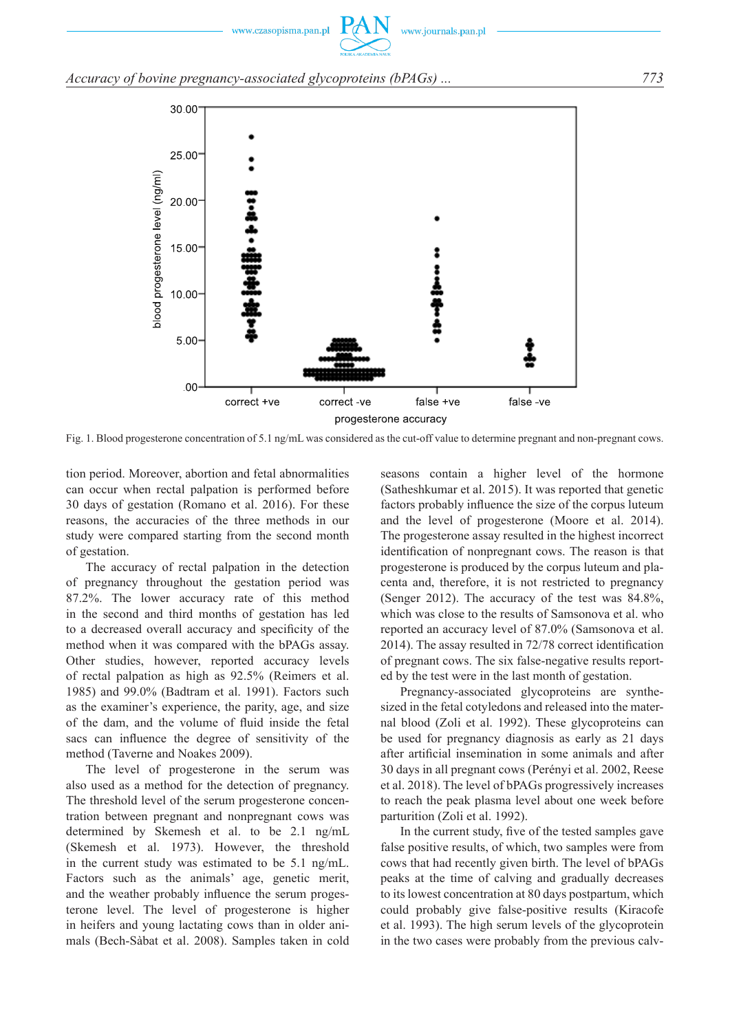Fig. 1. Blood progesterone concentration of 5.1 ng/mL was considered as the cut-off value to determine pregnant and non-pregnant cows.

tion period. Moreover, abortion and fetal abnormalities can occur when rectal palpation is performed before 30 days of gestation (Romano et al. 2016). For these reasons, the accuracies of the three methods in our study were compared starting from the second month of gestation.

The accuracy of rectal palpation in the detection of pregnancy throughout the gestation period was 87.2%. The lower accuracy rate of this method in the second and third months of gestation has led to a decreased overall accuracy and specificity of the method when it was compared with the bPAGs assay. Other studies, however, reported accuracy levels of rectal palpation as high as 92.5% (Reimers et al. 1985) and 99.0% (Badtram et al. 1991). Factors such as the examiner's experience, the parity, age, and size of the dam, and the volume of fluid inside the fetal sacs can influence the degree of sensitivity of the method (Taverne and Noakes 2009).

The level of progesterone in the serum was also used as a method for the detection of pregnancy. The threshold level of the serum progesterone concentration between pregnant and nonpregnant cows was determined by Skemesh et al. to be 2.1 ng/mL (Skemesh et al. 1973). However, the threshold in the current study was estimated to be 5.1 ng/mL. Factors such as the animals' age, genetic merit, and the weather probably influence the serum progesterone level. The level of progesterone is higher in heifers and young lactating cows than in older animals (Bech-Sàbat et al. 2008). Samples taken in cold seasons contain a higher level of the hormone (Satheshkumar et al. 2015). It was reported that genetic factors probably influence the size of the corpus luteum and the level of progesterone (Moore et al. 2014). The progesterone assay resulted in the highest incorrect identification of nonpregnant cows. The reason is that progesterone is produced by the corpus luteum and placenta and, therefore, it is not restricted to pregnancy (Senger 2012). The accuracy of the test was 84.8%, which was close to the results of Samsonova et al. who reported an accuracy level of 87.0% (Samsonova et al. 2014). The assay resulted in 72/78 correct identification of pregnant cows. The six false-negative results reported by the test were in the last month of gestation.

Pregnancy-associated glycoproteins are synthesized in the fetal cotyledons and released into the maternal blood (Zoli et al. 1992). These glycoproteins can be used for pregnancy diagnosis as early as 21 days after artificial insemination in some animals and after 30 days in all pregnant cows (Perényi et al. 2002, Reese et al. 2018). The level of bPAGs progressively increases to reach the peak plasma level about one week before parturition (Zoli et al. 1992).

In the current study, five of the tested samples gave false positive results, of which, two samples were from cows that had recently given birth. The level of bPAGs peaks at the time of calving and gradually decreases to its lowest concentration at 80 days postpartum, which could probably give false-positive results (Kiracofe et al. 1993). The high serum levels of the glycoprotein in the two cases were probably from the previous calv-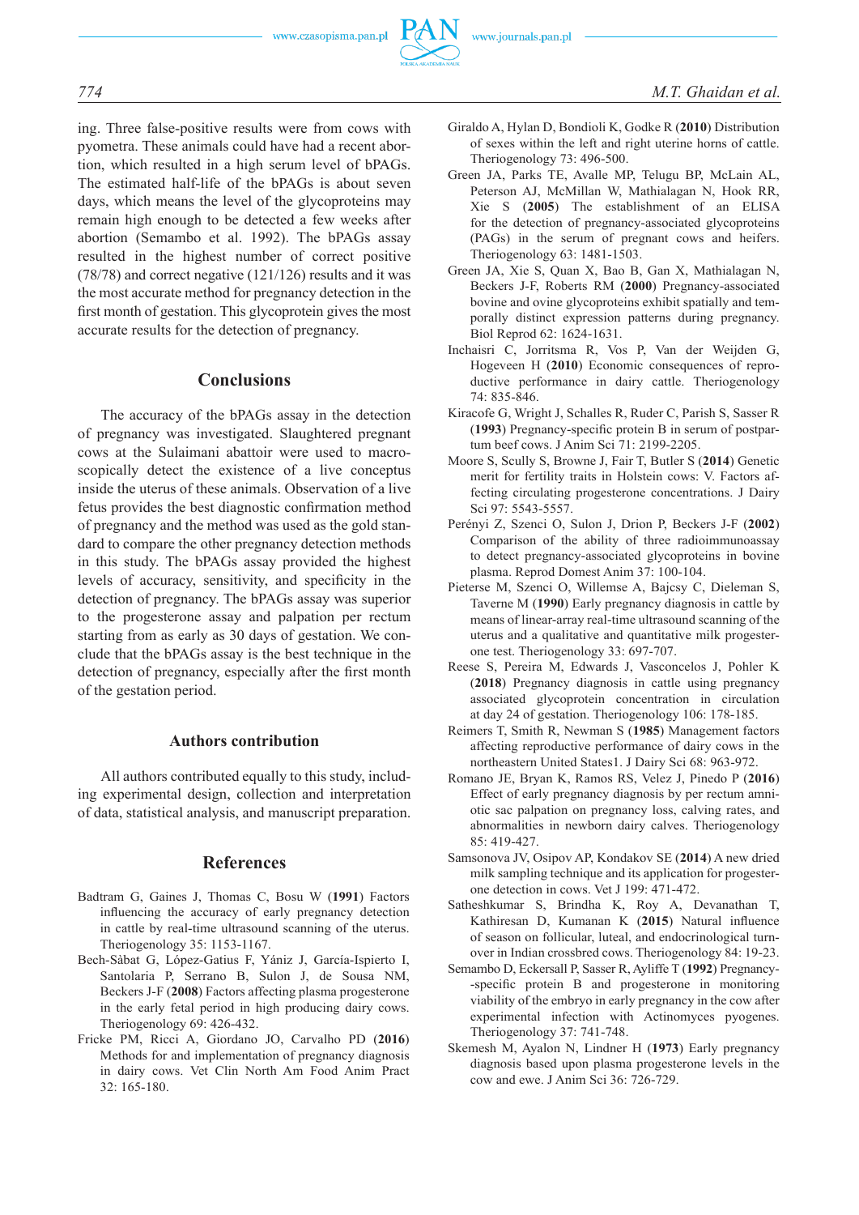ing. Three false-positive results were from cows with pyometra. These animals could have had a recent abortion, which resulted in a high serum level of bPAGs. The estimated half-life of the bPAGs is about seven days, which means the level of the glycoproteins may remain high enough to be detected a few weeks after abortion (Semambo et al. 1992). The bPAGs assay resulted in the highest number of correct positive (78/78) and correct negative (121/126) results and it was the most accurate method for pregnancy detection in the first month of gestation. This glycoprotein gives the most accurate results for the detection of pregnancy.

## Conclusions

The accuracy of the bPAGs assay in the detection of pregnancy was investigated. Slaughtered pregnant cows at the Sulaimani abattoir were used to macroscopically detect the existence of a live conceptus inside the uterus of these animals. Observation of a live fetus provides the best diagnostic confirmation method of pregnancy and the method was used as the gold standard to compare the other pregnancy detection methods in this study. The bPAGs assay provided the highest levels of accuracy, sensitivity, and specificity in the detection of pregnancy. The bPAGs assay was superior to the progesterone assay and palpation per rectum starting from as early as 30 days of gestation. We conclude that the bPAGs assay is the best technique in the detection of pregnancy, especially after the first month of the gestation period.

## Authors contribution

All authors contributed equally to this study, including experimental design, collection and interpretation of data, statistical analysis, and manuscript preparation.

## References

Badtram G, Gaines J, Thomas C, Bosu W (**1991**) Factors influencing the accuracy of early pregnancy detection in cattle by real-time ultrasound scanning of the uterus. Theriogenology 35: 1153-1167.

Bech-Sàbat G, López-Gatius F, Yániz J, García-Ispierto I, Santolaria P, Serrano B, Sulon J, de Sousa NM, Beckers J-F (**2008**) Factors affecting plasma progesterone in the early fetal period in high producing dairy cows. Theriogenology 69: 426-432.

Fricke PM, Ricci A, Giordano JO, Carvalho PD (**2016**) Methods for and implementation of pregnancy diagnosis in dairy cows. Vet Clin North Am Food Anim Pract 32: 165-180.

Giraldo A, Hylan D, Bondioli K, Godke R (**2010**) Distribution of sexes within the left and right uterine horns of cattle. Theriogenology 73: 496-500.

Green JA, Parks TE, Avalle MP, Telugu BP, McLain AL, Peterson AJ, McMillan W, Mathialagan N, Hook RR, Xie S (**2005**) The establishment of an ELISA for the detection of pregnancy-associated glycoproteins (PAGs) in the serum of pregnant cows and heifers. Theriogenology 63: 1481-1503.

Green JA, Xie S, Quan X, Bao B, Gan X, Mathialagan N, Beckers J-F, Roberts RM (**2000**) Pregnancy-associated bovine and ovine glycoproteins exhibit spatially and temporally distinct expression patterns during pregnancy. Biol Reprod 62: 1624-1631.

Inchaisri C, Jorritsma R, Vos P, Van der Weijden G, Hogeveen H (**2010**) Economic consequences of reproductive performance in dairy cattle. Theriogenology 74: 835-846.

Kiracofe G, Wright J, Schalles R, Ruder C, Parish S, Sasser R (**1993**) Pregnancy-specific protein B in serum of postpartum beef cows. J Anim Sci 71: 2199-2205.

Moore S, Scully S, Browne J, Fair T, Butler S (**2014**) Genetic merit for fertility traits in Holstein cows: V. Factors affecting circulating progesterone concentrations. J Dairy Sci 97: 5543-5557.

Perényi Z, Szenci O, Sulon J, Drion P, Beckers J-F (**2002**) Comparison of the ability of three radioimmunoassay to detect pregnancy-associated glycoproteins in bovine plasma. Reprod Domest Anim 37: 100-104.

Pieterse M, Szenci O, Willemse A, Bajcsy C, Dieleman S, Taverne M (**1990**) Early pregnancy diagnosis in cattle by means of linear-array real-time ultrasound scanning of the uterus and a qualitative and quantitative milk progesterone test. Theriogenology 33: 697-707.

Reese S, Pereira M, Edwards J, Vasconcelos J, Pohler K (**2018**) Pregnancy diagnosis in cattle using pregnancy associated glycoprotein concentration in circulation at day 24 of gestation. Theriogenology 106: 178-185.

Reimers T, Smith R, Newman S (**1985**) Management factors affecting reproductive performance of dairy cows in the northeastern United States1. J Dairy Sci 68: 963-972.

Romano JE, Bryan K, Ramos RS, Velez J, Pinedo P (**2016**) Effect of early pregnancy diagnosis by per rectum amniotic sac palpation on pregnancy loss, calving rates, and abnormalities in newborn dairy calves. Theriogenology 85: 419-427.

Samsonova JV, Osipov AP, Kondakov SE (**2014**) A new dried milk sampling technique and its application for progesterone detection in cows. Vet J 199: 471-472.

Satheshkumar S, Brindha K, Roy A, Devanathan T, Kathiresan D, Kumanan K (**2015**) Natural influence of season on follicular, luteal, and endocrinological turnover in Indian crossbred cows. Theriogenology 84: 19-23.

Semambo D, Eckersall P, Sasser R, Ayliffe T (**1992**) Pregnancy-specific protein B and progesterone in monitoring viability of the embryo in early pregnancy in the cow after experimental infection with Actinomyces pyogenes. Theriogenology 37: 741-748.

Skemesh M, Ayalon N, Lindner H (**1973**) Early pregnancy diagnosis based upon plasma progesterone levels in the cow and ewe. J Anim Sci 36: 726-729.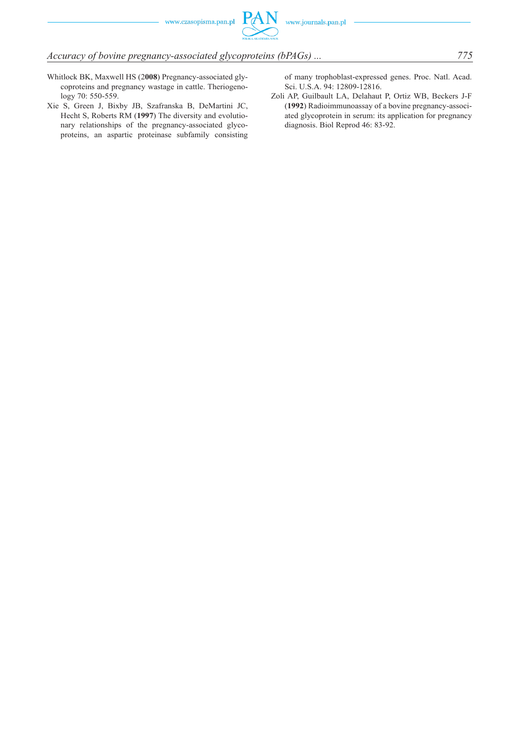Whitlock BK, Maxwell HS (2**008**) Pregnancy-associated glycoproteins and pregnancy wastage in cattle. Theriogenology 70: 550-559.

Xie S, Green J, Bixby JB, Szafranska B, DeMartini JC, Hecht S, Roberts RM (**1997**) The diversity and evolutionary relationships of the pregnancy-associated glycoproteins, an aspartic proteinase subfamily consisting of many trophoblast-expressed genes. Proc. Natl. Acad. Sci. U.S.A. 94: 12809-12816.

Zoli AP, Guilbault LA, Delahaut P, Ortiz WB, Beckers J-F (**1992**) Radioimmunoassay of a bovine pregnancy-associated glycoprotein in serum: its application for pregnancy diagnosis. Biol Reprod 46: 83-92.